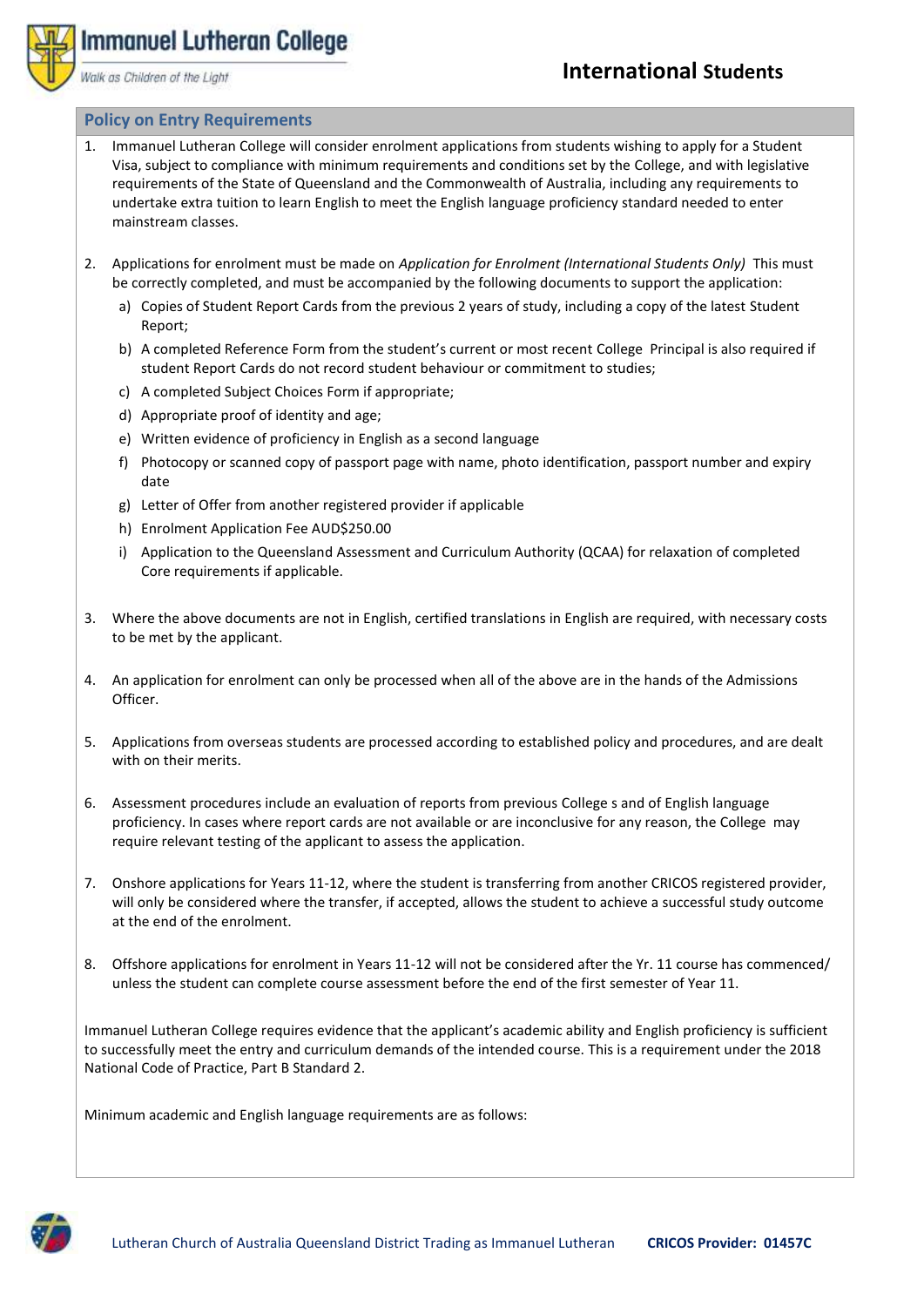# International Students

## Policy on Entry Requirements

1. Immanuel Lutheran College will consider enrolment applications from students wishing to apply for a Student Visa, subject to compliance with minimum requirements and conditions set by the College, and with legislative requirements of the State of Queensland and the Commonwealth of Australia, including any requirements to undertake extra tuition to learn English to meet the English language proficiency standard needed to enter mainstream classes.

2. Applications for enrolment must be made on *Application for Enrolment (International Students Only)* This must be correctly completed, and must be accompanied by the following documents to support the application:
   a) Copies of Student Report Cards from the previous 2 years of study, including a copy of the latest Student Report;
   b) A completed Reference Form from the student's current or most recent College Principal is also required if student Report Cards do not record student behaviour or commitment to studies;
   c) A completed Subject Choices Form if appropriate;
   d) Appropriate proof of identity and age;
   e) Written evidence of proficiency in English as a second language
   f) Photocopy or scanned copy of passport page with name, photo identification, passport number and expiry date
   g) Letter of Offer from another registered provider if applicable
   h) Enrolment Application Fee AUD$250.00
   i) Application to the Queensland Assessment and Curriculum Authority (QCAA) for relaxation of completed Core requirements if applicable.

3. Where the above documents are not in English, certified translations in English are required, with necessary costs to be met by the applicant.

4. An application for enrolment can only be processed when all of the above are in the hands of the Admissions Officer.

5. Applications from overseas students are processed according to established policy and procedures, and are dealt with on their merits.

6. Assessment procedures include an evaluation of reports from previous College s and of English language proficiency. In cases where report cards are not available or are inconclusive for any reason, the College may require relevant testing of the applicant to assess the application.

7. Onshore applications for Years 11-12, where the student is transferring from another CRICOS registered provider, will only be considered where the transfer, if accepted, allows the student to achieve a successful study outcome at the end of the enrolment.

8. Offshore applications for enrolment in Years 11-12 will not be considered after the Yr. 11 course has commenced/ unless the student can complete course assessment before the end of the first semester of Year 11.

Immanuel Lutheran College requires evidence that the applicant's academic ability and English proficiency is sufficient to successfully meet the entry and curriculum demands of the intended course. This is a requirement under the 2018 National Code of Practice, Part B Standard 2.

Minimum academic and English language requirements are as follows: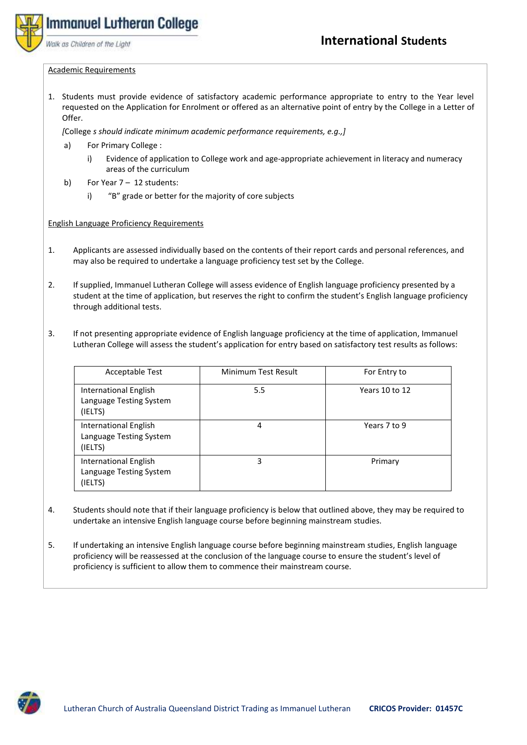Academic Requirements

1. Students must provide evidence of satisfactory academic performance appropriate to entry to the Year level requested on the Application for Enrolment or offered as an alternative point of entry by the College in a Letter of Offer.

   *[College s should indicate minimum academic performance requirements, e.g.,]*

   a) For Primary College :

      i) Evidence of application to College work and age-appropriate achievement in literacy and numeracy areas of the curriculum

   b) For Year 7 – 12 students:

      i) "B" grade or better for the majority of core subjects

English Language Proficiency Requirements

1. Applicants are assessed individually based on the contents of their report cards and personal references, and may also be required to undertake a language proficiency test set by the College.

2. If supplied, Immanuel Lutheran College will assess evidence of English language proficiency presented by a student at the time of application, but reserves the right to confirm the student's English language proficiency through additional tests.

3. If not presenting appropriate evidence of English language proficiency at the time of application, Immanuel Lutheran College will assess the student's application for entry based on satisfactory test results as follows:

| Acceptable Test | Minimum Test Result | For Entry to |
|---|---|---|
| International English Language Testing System (IELTS) | 5.5 | Years 10 to 12 |
| International English Language Testing System (IELTS) | 4 | Years 7 to 9 |
| International English Language Testing System (IELTS) | 3 | Primary |

4. Students should note that if their language proficiency is below that outlined above, they may be required to undertake an intensive English language course before beginning mainstream studies.

5. If undertaking an intensive English language course before beginning mainstream studies, English language proficiency will be reassessed at the conclusion of the language course to ensure the student's level of proficiency is sufficient to allow them to commence their mainstream course.